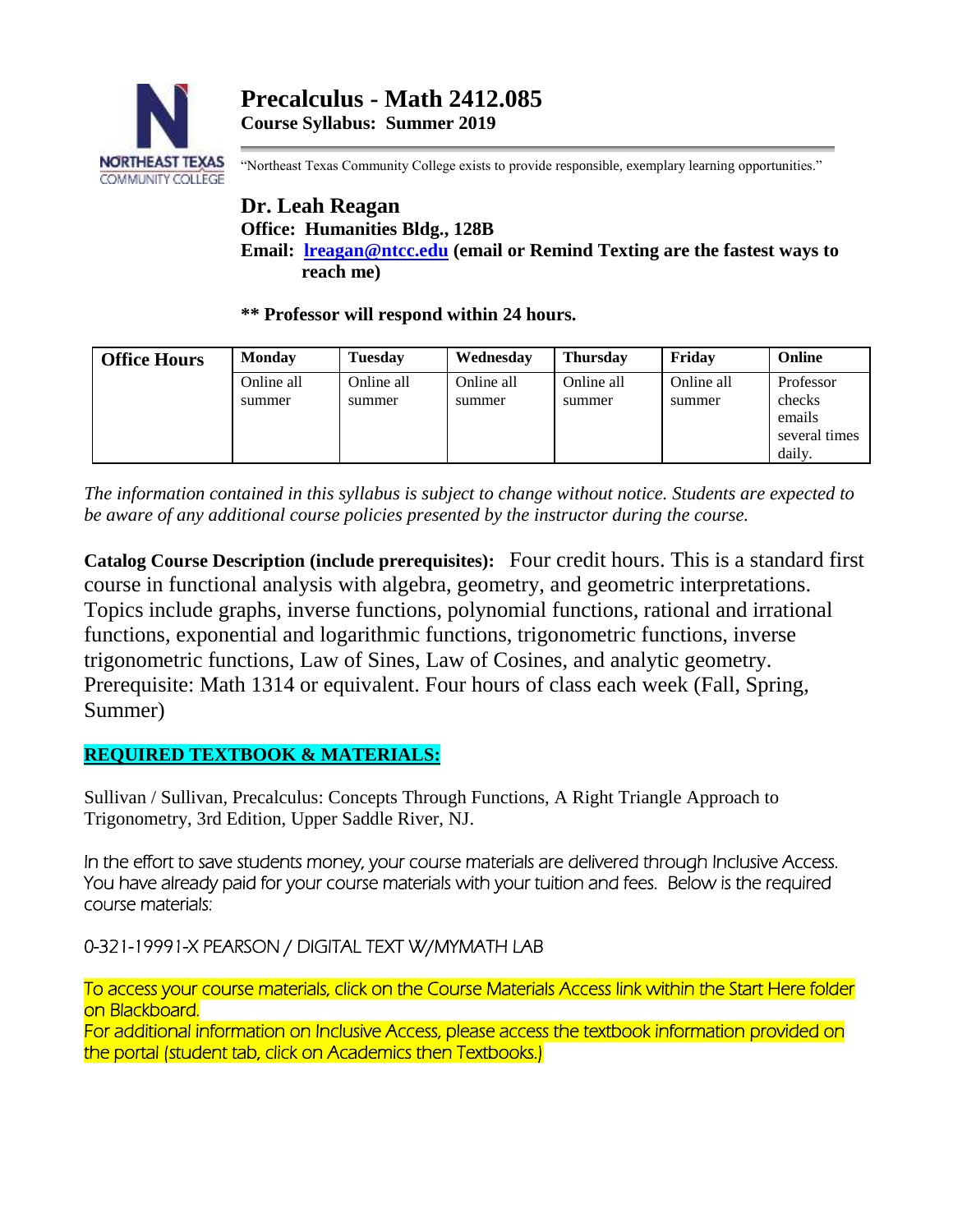# Precalculus - Math 2412.085

**Course Syllabus: Summer 2019**

"Northeast Texas Community College exists to provide responsible, exemplary learning opportunities."

## Dr. Leah Reagan

**Office: Humanities Bldg., 128B**

**Email: lreagan@ntcc.edu (email or Remind Texting are the fastest ways to reach me)**

**\*\* Professor will respond within 24 hours.**

| **Office Hours** | **Monday** | **Tuesday** | **Wednesday** | **Thursday** | **Friday** | **Online** |
|---|---|---|---|---|---|---|
| | Online all summer | Online all summer | Online all summer | Online all summer | Online all summer | Professor checks emails several times daily. |

*The information contained in this syllabus is subject to change without notice. Students are expected to be aware of any additional course policies presented by the instructor during the course.*

**Catalog Course Description (include prerequisites):** Four credit hours. This is a standard first course in functional analysis with algebra, geometry, and geometric interpretations. Topics include graphs, inverse functions, polynomial functions, rational and irrational functions, exponential and logarithmic functions, trigonometric functions, inverse trigonometric functions, Law of Sines, Law of Cosines, and analytic geometry. Prerequisite: Math 1314 or equivalent. Four hours of class each week (Fall, Spring, Summer)

**REQUIRED TEXTBOOK & MATERIALS:**

Sullivan / Sullivan, Precalculus: Concepts Through Functions, A Right Triangle Approach to Trigonometry, 3rd Edition, Upper Saddle River, NJ.

In the effort to save students money, your course materials are delivered through Inclusive Access. You have already paid for your course materials with your tuition and fees. Below is the required course materials:

0-321-19991-X PEARSON / DIGITAL TEXT W/MYMATH LAB

To access your course materials, click on the Course Materials Access link within the Start Here folder on Blackboard.
For additional information on Inclusive Access, please access the textbook information provided on the portal (student tab, click on Academics then Textbooks.)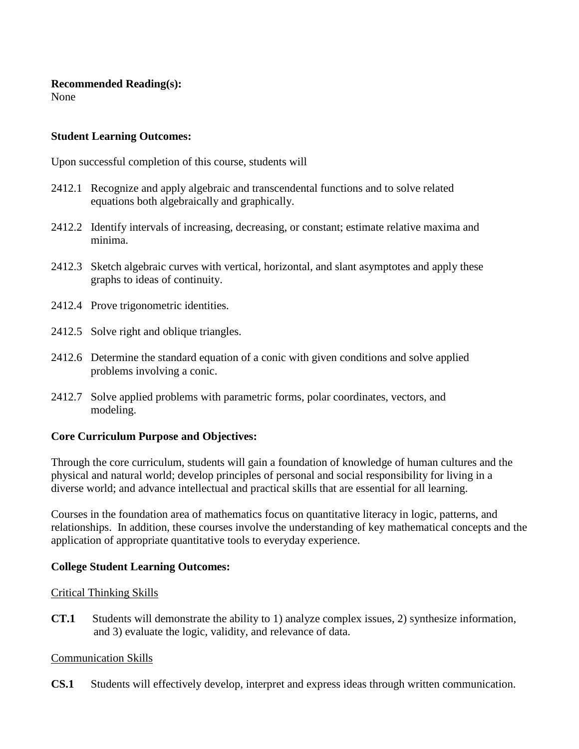**Recommended Reading(s):**
None

**Student Learning Outcomes:**

Upon successful completion of this course, students will

2412.1 Recognize and apply algebraic and transcendental functions and to solve related equations both algebraically and graphically.

2412.2 Identify intervals of increasing, decreasing, or constant; estimate relative maxima and minima.

2412.3 Sketch algebraic curves with vertical, horizontal, and slant asymptotes and apply these graphs to ideas of continuity.

2412.4 Prove trigonometric identities.

2412.5 Solve right and oblique triangles.

2412.6 Determine the standard equation of a conic with given conditions and solve applied problems involving a conic.

2412.7 Solve applied problems with parametric forms, polar coordinates, vectors, and modeling.

**Core Curriculum Purpose and Objectives:**

Through the core curriculum, students will gain a foundation of knowledge of human cultures and the physical and natural world; develop principles of personal and social responsibility for living in a diverse world; and advance intellectual and practical skills that are essential for all learning.

Courses in the foundation area of mathematics focus on quantitative literacy in logic, patterns, and relationships. In addition, these courses involve the understanding of key mathematical concepts and the application of appropriate quantitative tools to everyday experience.

**College Student Learning Outcomes:**

Critical Thinking Skills

**CT.1** Students will demonstrate the ability to 1) analyze complex issues, 2) synthesize information, and 3) evaluate the logic, validity, and relevance of data.

Communication Skills

**CS.1** Students will effectively develop, interpret and express ideas through written communication.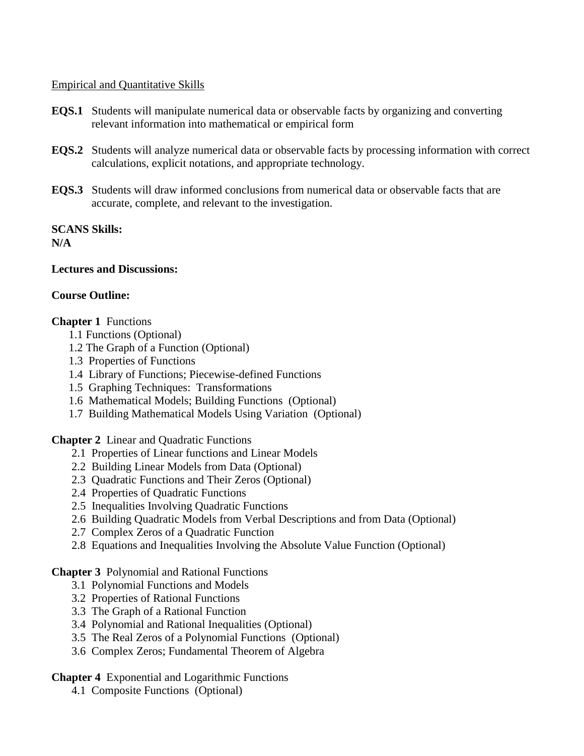Empirical and Quantitative Skills

**EQS.1** Students will manipulate numerical data or observable facts by organizing and converting relevant information into mathematical or empirical form

**EQS.2** Students will analyze numerical data or observable facts by processing information with correct calculations, explicit notations, and appropriate technology.

**EQS.3** Students will draw informed conclusions from numerical data or observable facts that are accurate, complete, and relevant to the investigation.

**SCANS Skills:**
**N/A**

**Lectures and Discussions:**

**Course Outline:**

**Chapter 1** Functions
- 1.1 Functions (Optional)
- 1.2 The Graph of a Function (Optional)
- 1.3 Properties of Functions
- 1.4 Library of Functions; Piecewise-defined Functions
- 1.5 Graphing Techniques: Transformations
- 1.6 Mathematical Models; Building Functions (Optional)
- 1.7 Building Mathematical Models Using Variation (Optional)

**Chapter 2** Linear and Quadratic Functions
- 2.1 Properties of Linear functions and Linear Models
- 2.2 Building Linear Models from Data (Optional)
- 2.3 Quadratic Functions and Their Zeros (Optional)
- 2.4 Properties of Quadratic Functions
- 2.5 Inequalities Involving Quadratic Functions
- 2.6 Building Quadratic Models from Verbal Descriptions and from Data (Optional)
- 2.7 Complex Zeros of a Quadratic Function
- 2.8 Equations and Inequalities Involving the Absolute Value Function (Optional)

**Chapter 3** Polynomial and Rational Functions
- 3.1 Polynomial Functions and Models
- 3.2 Properties of Rational Functions
- 3.3 The Graph of a Rational Function
- 3.4 Polynomial and Rational Inequalities (Optional)
- 3.5 The Real Zeros of a Polynomial Functions (Optional)
- 3.6 Complex Zeros; Fundamental Theorem of Algebra

**Chapter 4** Exponential and Logarithmic Functions
- 4.1 Composite Functions (Optional)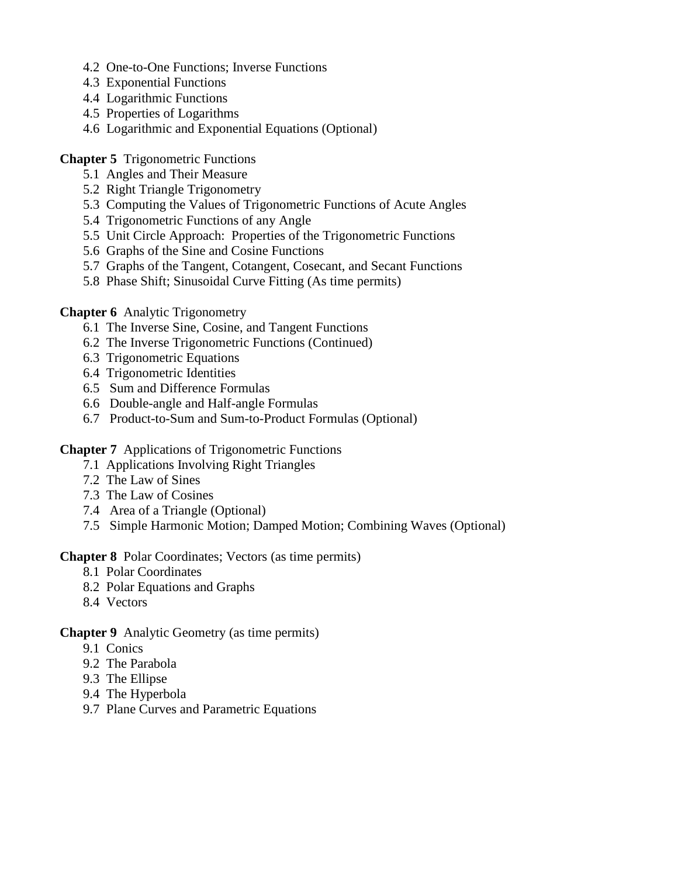- 4.2 One-to-One Functions; Inverse Functions
- 4.3 Exponential Functions
- 4.4 Logarithmic Functions
- 4.5 Properties of Logarithms
- 4.6 Logarithmic and Exponential Equations (Optional)

**Chapter 5** Trigonometric Functions

- 5.1 Angles and Their Measure
- 5.2 Right Triangle Trigonometry
- 5.3 Computing the Values of Trigonometric Functions of Acute Angles
- 5.4 Trigonometric Functions of any Angle
- 5.5 Unit Circle Approach: Properties of the Trigonometric Functions
- 5.6 Graphs of the Sine and Cosine Functions
- 5.7 Graphs of the Tangent, Cotangent, Cosecant, and Secant Functions
- 5.8 Phase Shift; Sinusoidal Curve Fitting (As time permits)

**Chapter 6** Analytic Trigonometry

- 6.1 The Inverse Sine, Cosine, and Tangent Functions
- 6.2 The Inverse Trigonometric Functions (Continued)
- 6.3 Trigonometric Equations
- 6.4 Trigonometric Identities
- 6.5 Sum and Difference Formulas
- 6.6 Double-angle and Half-angle Formulas
- 6.7 Product-to-Sum and Sum-to-Product Formulas (Optional)

**Chapter 7** Applications of Trigonometric Functions

- 7.1 Applications Involving Right Triangles
- 7.2 The Law of Sines
- 7.3 The Law of Cosines
- 7.4 Area of a Triangle (Optional)
- 7.5 Simple Harmonic Motion; Damped Motion; Combining Waves (Optional)

**Chapter 8** Polar Coordinates; Vectors (as time permits)

- 8.1 Polar Coordinates
- 8.2 Polar Equations and Graphs
- 8.4 Vectors

**Chapter 9** Analytic Geometry (as time permits)

- 9.1 Conics
- 9.2 The Parabola
- 9.3 The Ellipse
- 9.4 The Hyperbola
- 9.7 Plane Curves and Parametric Equations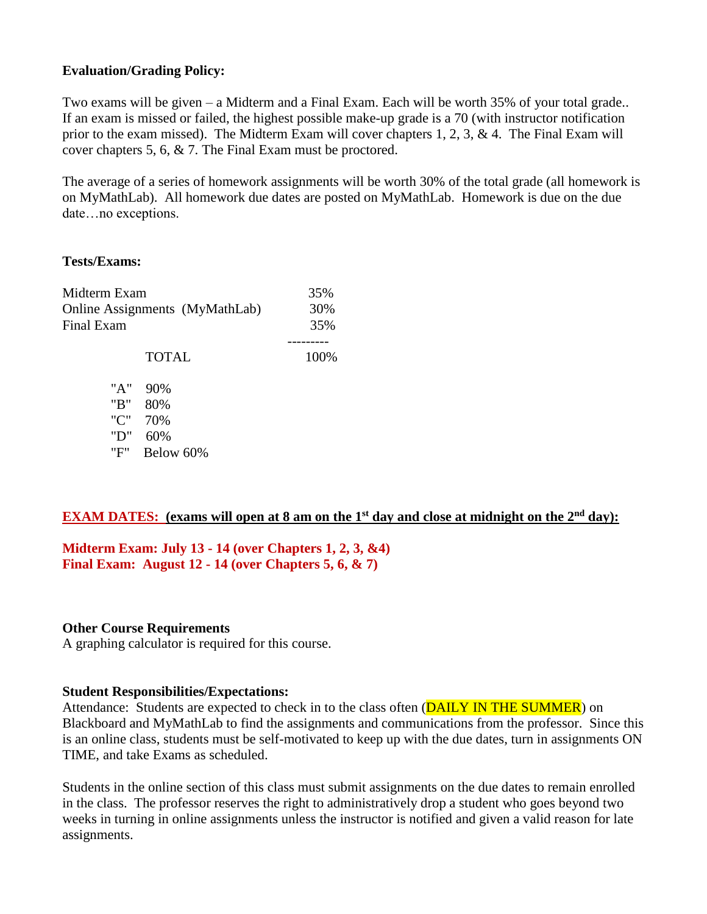**Evaluation/Grading Policy:**

Two exams will be given – a Midterm and a Final Exam. Each will be worth 35% of your total grade.. If an exam is missed or failed, the highest possible make-up grade is a 70 (with instructor notification prior to the exam missed). The Midterm Exam will cover chapters 1, 2, 3, & 4. The Final Exam will cover chapters 5, 6, & 7. The Final Exam must be proctored.

The average of a series of homework assignments will be worth 30% of the total grade (all homework is on MyMathLab). All homework due dates are posted on MyMathLab. Homework is due on the due date…no exceptions.

**Tests/Exams:**

| | |
|---|---|
| Midterm Exam | 35% |
| Online Assignments (MyMathLab) | 30% |
| Final Exam | 35% |
| TOTAL | 100% |

| | |
|---|---|
| "A" | 90% |
| "B" | 80% |
| "C" | 70% |
| "D" | 60% |
| "F" | Below 60% |

**EXAM DATES: (exams will open at 8 am on the 1st day and close at midnight on the 2nd day):**

**Midterm Exam: July 13 - 14 (over Chapters 1, 2, 3, &4)**
**Final Exam: August 12 - 14 (over Chapters 5, 6, & 7)**

**Other Course Requirements**
A graphing calculator is required for this course.

**Student Responsibilities/Expectations:**
Attendance: Students are expected to check in to the class often (DAILY IN THE SUMMER) on Blackboard and MyMathLab to find the assignments and communications from the professor. Since this is an online class, students must be self-motivated to keep up with the due dates, turn in assignments ON TIME, and take Exams as scheduled.

Students in the online section of this class must submit assignments on the due dates to remain enrolled in the class. The professor reserves the right to administratively drop a student who goes beyond two weeks in turning in online assignments unless the instructor is notified and given a valid reason for late assignments.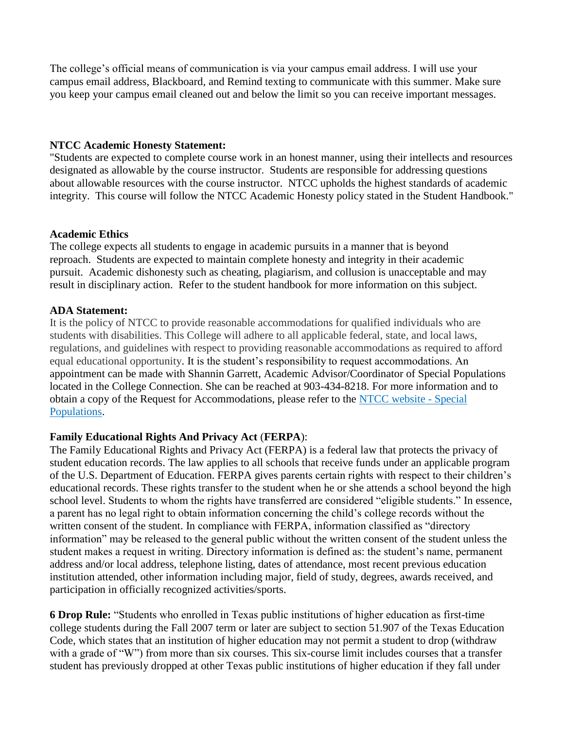The college's official means of communication is via your campus email address. I will use your campus email address, Blackboard, and Remind texting to communicate with this summer. Make sure you keep your campus email cleaned out and below the limit so you can receive important messages.

**NTCC Academic Honesty Statement:**
"Students are expected to complete course work in an honest manner, using their intellects and resources designated as allowable by the course instructor. Students are responsible for addressing questions about allowable resources with the course instructor. NTCC upholds the highest standards of academic integrity. This course will follow the NTCC Academic Honesty policy stated in the Student Handbook."

**Academic Ethics**
The college expects all students to engage in academic pursuits in a manner that is beyond reproach. Students are expected to maintain complete honesty and integrity in their academic pursuit. Academic dishonesty such as cheating, plagiarism, and collusion is unacceptable and may result in disciplinary action. Refer to the student handbook for more information on this subject.

**ADA Statement:**
It is the policy of NTCC to provide reasonable accommodations for qualified individuals who are students with disabilities. This College will adhere to all applicable federal, state, and local laws, regulations, and guidelines with respect to providing reasonable accommodations as required to afford equal educational opportunity. It is the student's responsibility to request accommodations. An appointment can be made with Shannin Garrett, Academic Advisor/Coordinator of Special Populations located in the College Connection. She can be reached at 903-434-8218. For more information and to obtain a copy of the Request for Accommodations, please refer to the NTCC website - Special Populations.

**Family Educational Rights And Privacy Act (FERPA):**
The Family Educational Rights and Privacy Act (FERPA) is a federal law that protects the privacy of student education records. The law applies to all schools that receive funds under an applicable program of the U.S. Department of Education. FERPA gives parents certain rights with respect to their children's educational records. These rights transfer to the student when he or she attends a school beyond the high school level. Students to whom the rights have transferred are considered "eligible students." In essence, a parent has no legal right to obtain information concerning the child's college records without the written consent of the student. In compliance with FERPA, information classified as "directory information" may be released to the general public without the written consent of the student unless the student makes a request in writing. Directory information is defined as: the student's name, permanent address and/or local address, telephone listing, dates of attendance, most recent previous education institution attended, other information including major, field of study, degrees, awards received, and participation in officially recognized activities/sports.

**6 Drop Rule:** "Students who enrolled in Texas public institutions of higher education as first-time college students during the Fall 2007 term or later are subject to section 51.907 of the Texas Education Code, which states that an institution of higher education may not permit a student to drop (withdraw with a grade of "W") from more than six courses. This six-course limit includes courses that a transfer student has previously dropped at other Texas public institutions of higher education if they fall under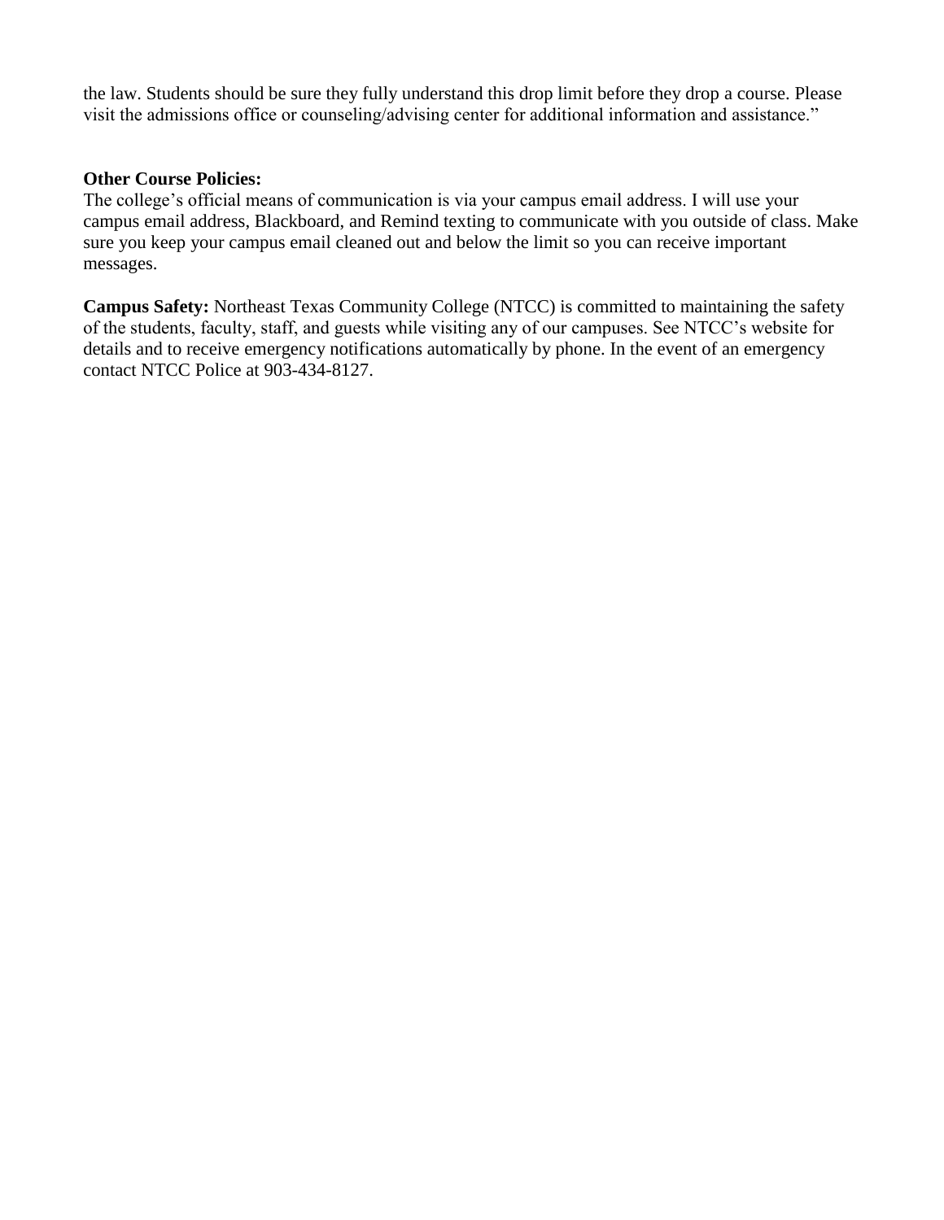the law. Students should be sure they fully understand this drop limit before they drop a course. Please visit the admissions office or counseling/advising center for additional information and assistance."

**Other Course Policies:**
The college's official means of communication is via your campus email address. I will use your campus email address, Blackboard, and Remind texting to communicate with you outside of class. Make sure you keep your campus email cleaned out and below the limit so you can receive important messages.

**Campus Safety:** Northeast Texas Community College (NTCC) is committed to maintaining the safety of the students, faculty, staff, and guests while visiting any of our campuses. See NTCC's website for details and to receive emergency notifications automatically by phone. In the event of an emergency contact NTCC Police at 903-434-8127.